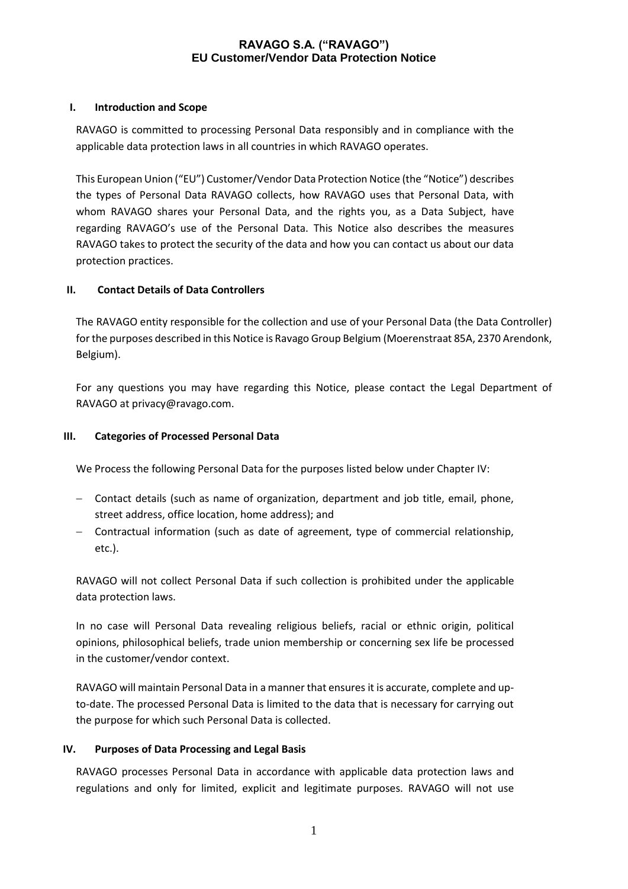# RAVAGO S.A. ("RAVAGO")
# EU Customer/Vendor Data Protection Notice

## I. Introduction and Scope

RAVAGO is committed to processing Personal Data responsibly and in compliance with the applicable data protection laws in all countries in which RAVAGO operates.

This European Union ("EU") Customer/Vendor Data Protection Notice (the "Notice") describes the types of Personal Data RAVAGO collects, how RAVAGO uses that Personal Data, with whom RAVAGO shares your Personal Data, and the rights you, as a Data Subject, have regarding RAVAGO's use of the Personal Data. This Notice also describes the measures RAVAGO takes to protect the security of the data and how you can contact us about our data protection practices.

## II. Contact Details of Data Controllers

The RAVAGO entity responsible for the collection and use of your Personal Data (the Data Controller) for the purposes described in this Notice is Ravago Group Belgium (Moerenstraat 85A, 2370 Arendonk, Belgium).

For any questions you may have regarding this Notice, please contact the Legal Department of RAVAGO at privacy@ravago.com.

## III. Categories of Processed Personal Data

We Process the following Personal Data for the purposes listed below under Chapter IV:

- Contact details (such as name of organization, department and job title, email, phone, street address, office location, home address); and
- Contractual information (such as date of agreement, type of commercial relationship, etc.).

RAVAGO will not collect Personal Data if such collection is prohibited under the applicable data protection laws.

In no case will Personal Data revealing religious beliefs, racial or ethnic origin, political opinions, philosophical beliefs, trade union membership or concerning sex life be processed in the customer/vendor context.

RAVAGO will maintain Personal Data in a manner that ensures it is accurate, complete and up-to-date. The processed Personal Data is limited to the data that is necessary for carrying out the purpose for which such Personal Data is collected.

## IV. Purposes of Data Processing and Legal Basis

RAVAGO processes Personal Data in accordance with applicable data protection laws and regulations and only for limited, explicit and legitimate purposes. RAVAGO will not use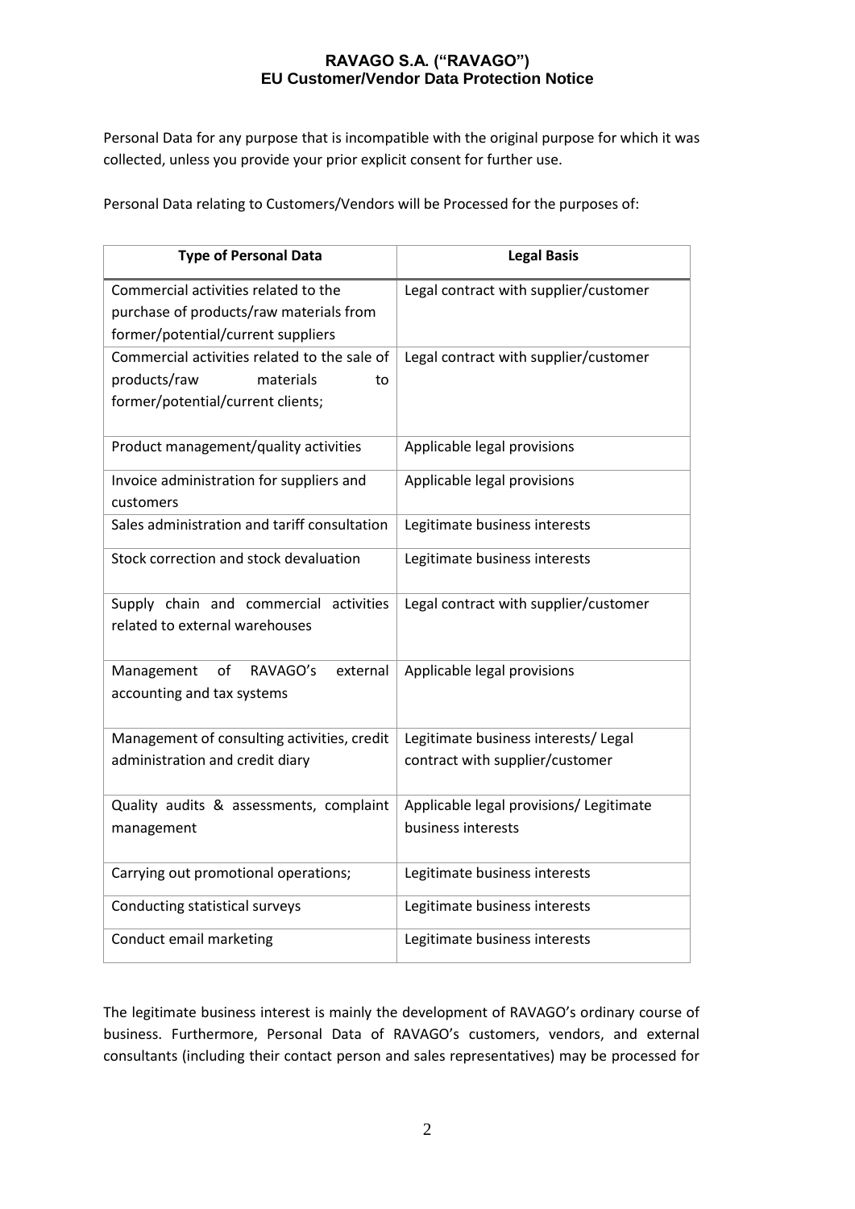Personal Data for any purpose that is incompatible with the original purpose for which it was collected, unless you provide your prior explicit consent for further use.

Personal Data relating to Customers/Vendors will be Processed for the purposes of:

| Type of Personal Data | Legal Basis |
|---|---|
| Commercial activities related to the purchase of products/raw materials from former/potential/current suppliers | Legal contract with supplier/customer |
| Commercial activities related to the sale of products/raw materials to former/potential/current clients; | Legal contract with supplier/customer |
| Product management/quality activities | Applicable legal provisions |
| Invoice administration for suppliers and customers | Applicable legal provisions |
| Sales administration and tariff consultation | Legitimate business interests |
| Stock correction and stock devaluation | Legitimate business interests |
| Supply chain and commercial activities related to external warehouses | Legal contract with supplier/customer |
| Management of RAVAGO's external accounting and tax systems | Applicable legal provisions |
| Management of consulting activities, credit administration and credit diary | Legitimate business interests/ Legal contract with supplier/customer |
| Quality audits & assessments, complaint management | Applicable legal provisions/ Legitimate business interests |
| Carrying out promotional operations; | Legitimate business interests |
| Conducting statistical surveys | Legitimate business interests |
| Conduct email marketing | Legitimate business interests |

The legitimate business interest is mainly the development of RAVAGO's ordinary course of business. Furthermore, Personal Data of RAVAGO's customers, vendors, and external consultants (including their contact person and sales representatives) may be processed for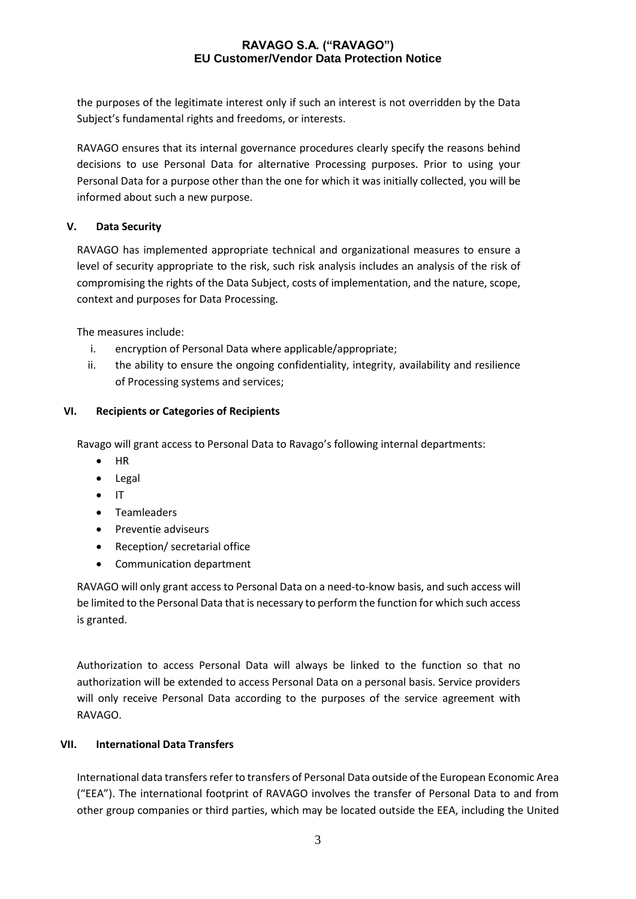the purposes of the legitimate interest only if such an interest is not overridden by the Data Subject's fundamental rights and freedoms, or interests.

RAVAGO ensures that its internal governance procedures clearly specify the reasons behind decisions to use Personal Data for alternative Processing purposes. Prior to using your Personal Data for a purpose other than the one for which it was initially collected, you will be informed about such a new purpose.

## V. Data Security

RAVAGO has implemented appropriate technical and organizational measures to ensure a level of security appropriate to the risk, such risk analysis includes an analysis of the risk of compromising the rights of the Data Subject, costs of implementation, and the nature, scope, context and purposes for Data Processing.

The measures include:

i. encryption of Personal Data where applicable/appropriate;
ii. the ability to ensure the ongoing confidentiality, integrity, availability and resilience of Processing systems and services;

## VI. Recipients or Categories of Recipients

Ravago will grant access to Personal Data to Ravago's following internal departments:

- HR
- Legal
- IT
- Teamleaders
- Preventie adviseurs
- Reception/ secretarial office
- Communication department

RAVAGO will only grant access to Personal Data on a need-to-know basis, and such access will be limited to the Personal Data that is necessary to perform the function for which such access is granted.

Authorization to access Personal Data will always be linked to the function so that no authorization will be extended to access Personal Data on a personal basis. Service providers will only receive Personal Data according to the purposes of the service agreement with RAVAGO.

## VII. International Data Transfers

International data transfers refer to transfers of Personal Data outside of the European Economic Area ("EEA"). The international footprint of RAVAGO involves the transfer of Personal Data to and from other group companies or third parties, which may be located outside the EEA, including the United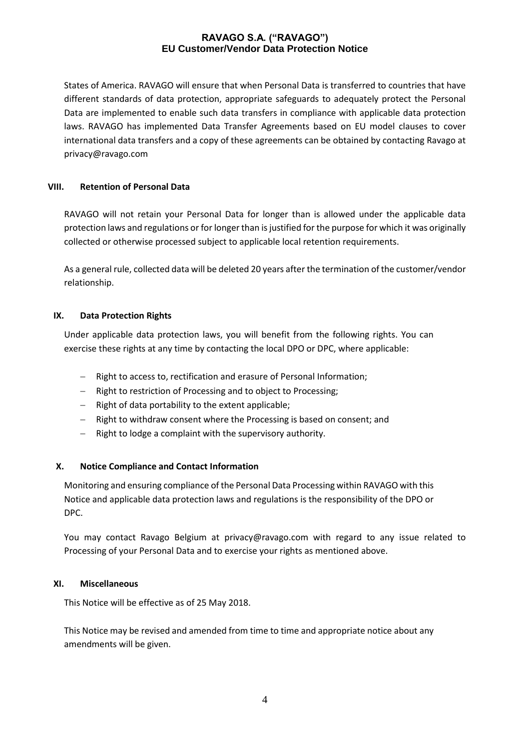States of America. RAVAGO will ensure that when Personal Data is transferred to countries that have different standards of data protection, appropriate safeguards to adequately protect the Personal Data are implemented to enable such data transfers in compliance with applicable data protection laws. RAVAGO has implemented Data Transfer Agreements based on EU model clauses to cover international data transfers and a copy of these agreements can be obtained by contacting Ravago at privacy@ravago.com

## VIII. Retention of Personal Data

RAVAGO will not retain your Personal Data for longer than is allowed under the applicable data protection laws and regulations or for longer than is justified for the purpose for which it was originally collected or otherwise processed subject to applicable local retention requirements.

As a general rule, collected data will be deleted 20 years after the termination of the customer/vendor relationship.

## IX. Data Protection Rights

Under applicable data protection laws, you will benefit from the following rights. You can exercise these rights at any time by contacting the local DPO or DPC, where applicable:

- Right to access to, rectification and erasure of Personal Information;
- Right to restriction of Processing and to object to Processing;
- Right of data portability to the extent applicable;
- Right to withdraw consent where the Processing is based on consent; and
- Right to lodge a complaint with the supervisory authority.

## X. Notice Compliance and Contact Information

Monitoring and ensuring compliance of the Personal Data Processing within RAVAGO with this Notice and applicable data protection laws and regulations is the responsibility of the DPO or DPC.

You may contact Ravago Belgium at privacy@ravago.com with regard to any issue related to Processing of your Personal Data and to exercise your rights as mentioned above.

## XI. Miscellaneous

This Notice will be effective as of 25 May 2018.

This Notice may be revised and amended from time to time and appropriate notice about any amendments will be given.